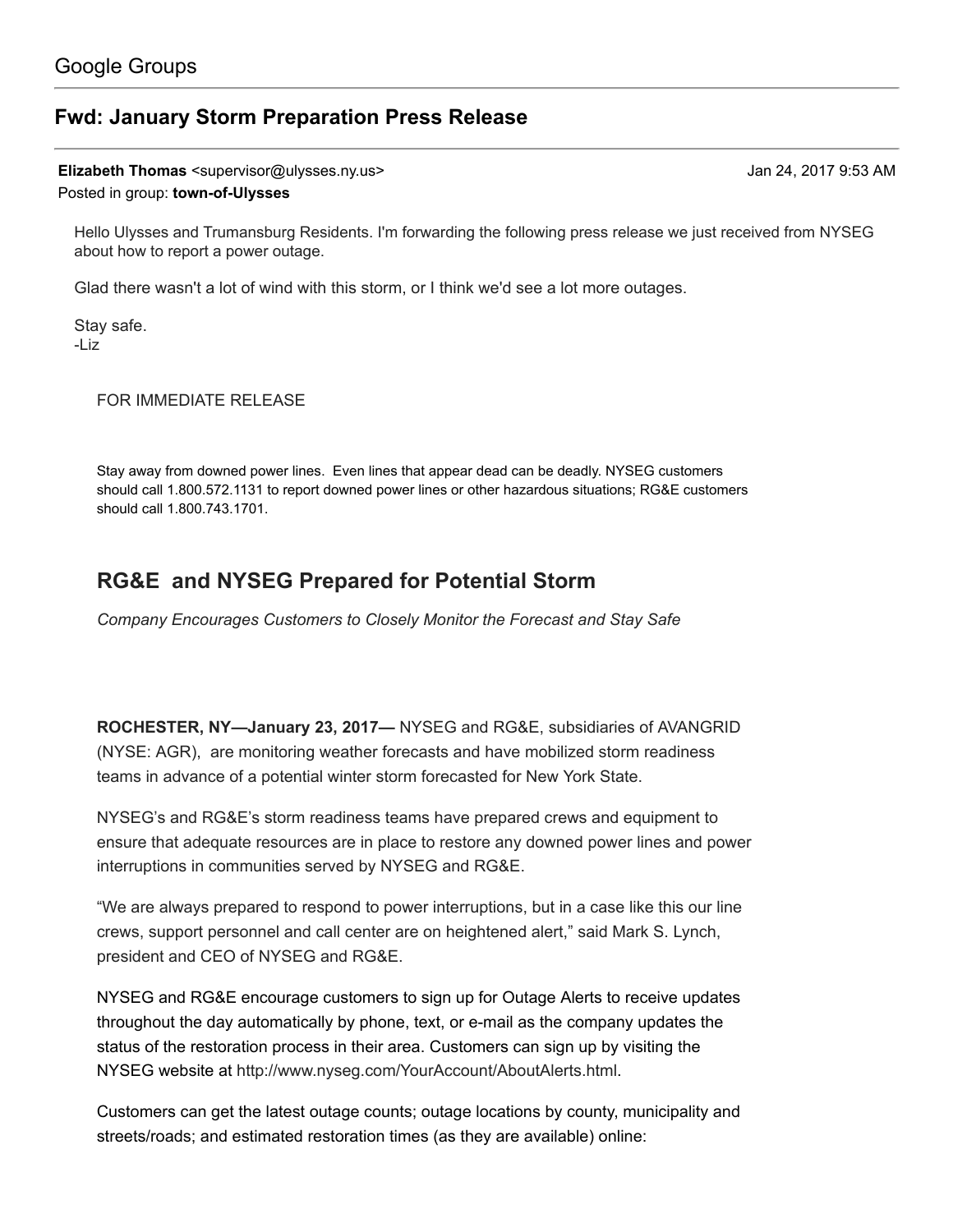Google Groups

## Fwd: January Storm Preparation Press Release

**Elizabeth Thomas** <supervisor@ulysses.ny.us> Jan 24, 2017 9:53 AM
Posted in group: **town-of-Ulysses**

Hello Ulysses and Trumansburg Residents. I'm forwarding the following press release we just received from NYSEG about how to report a power outage.

Glad there wasn't a lot of wind with this storm, or I think we'd see a lot more outages.

Stay safe.
-Liz

FOR IMMEDIATE RELEASE

Stay away from downed power lines. Even lines that appear dead can be deadly. NYSEG customers should call 1.800.572.1131 to report downed power lines or other hazardous situations; RG&E customers should call 1.800.743.1701.

## RG&E and NYSEG Prepared for Potential Storm

*Company Encourages Customers to Closely Monitor the Forecast and Stay Safe*

**ROCHESTER, NY—January 23, 2017—** NYSEG and RG&E, subsidiaries of AVANGRID (NYSE: AGR), are monitoring weather forecasts and have mobilized storm readiness teams in advance of a potential winter storm forecasted for New York State.

NYSEG's and RG&E's storm readiness teams have prepared crews and equipment to ensure that adequate resources are in place to restore any downed power lines and power interruptions in communities served by NYSEG and RG&E.

"We are always prepared to respond to power interruptions, but in a case like this our line crews, support personnel and call center are on heightened alert," said Mark S. Lynch, president and CEO of NYSEG and RG&E.

NYSEG and RG&E encourage customers to sign up for Outage Alerts to receive updates throughout the day automatically by phone, text, or e-mail as the company updates the status of the restoration process in their area. Customers can sign up by visiting the NYSEG website at http://www.nyseg.com/YourAccount/AboutAlerts.html.

Customers can get the latest outage counts; outage locations by county, municipality and streets/roads; and estimated restoration times (as they are available) online: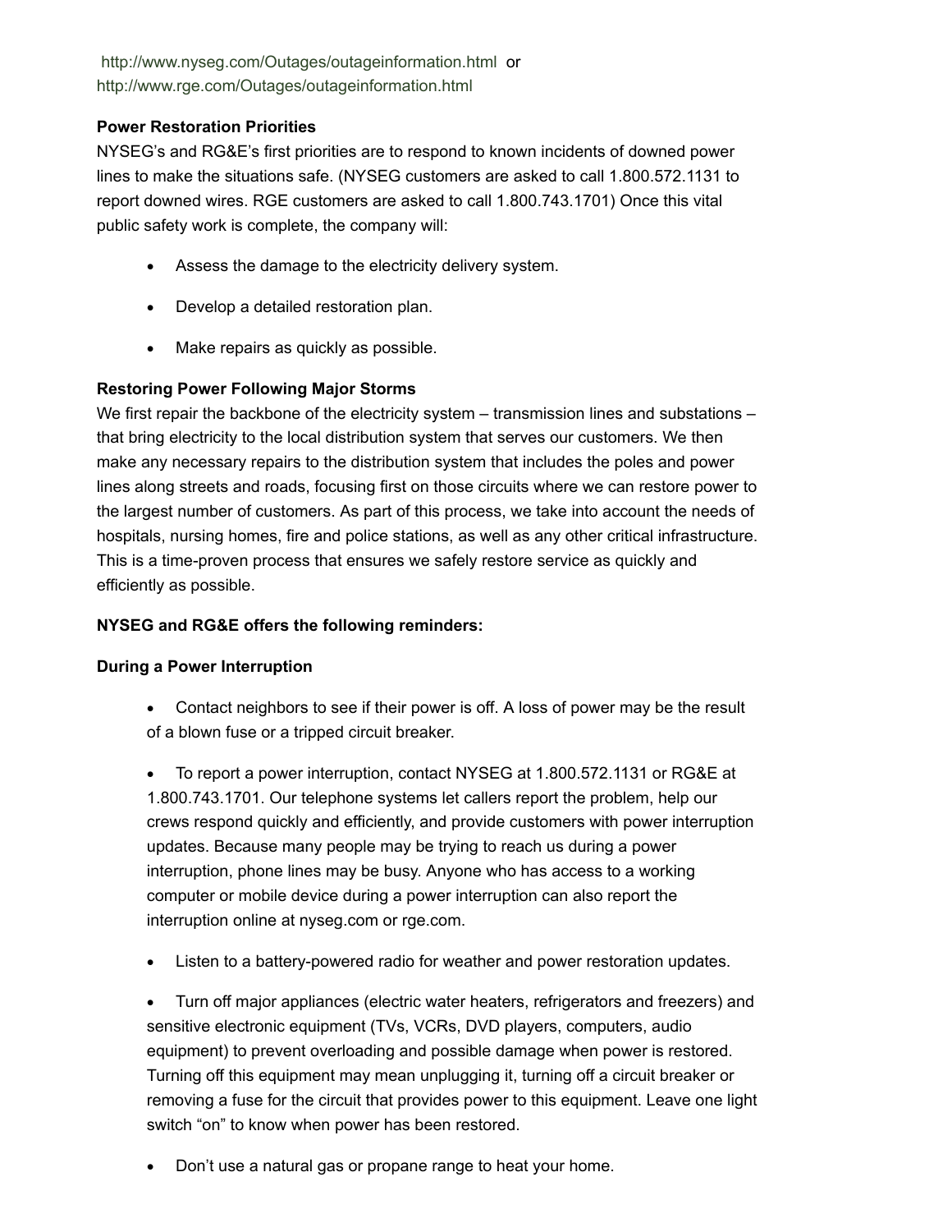http://www.nyseg.com/Outages/outageinformation.html or http://www.rge.com/Outages/outageinformation.html

**Power Restoration Priorities**

NYSEG's and RG&E's first priorities are to respond to known incidents of downed power lines to make the situations safe. (NYSEG customers are asked to call 1.800.572.1131 to report downed wires. RGE customers are asked to call 1.800.743.1701) Once this vital public safety work is complete, the company will:

- Assess the damage to the electricity delivery system.
- Develop a detailed restoration plan.
- Make repairs as quickly as possible.

**Restoring Power Following Major Storms**

We first repair the backbone of the electricity system – transmission lines and substations – that bring electricity to the local distribution system that serves our customers. We then make any necessary repairs to the distribution system that includes the poles and power lines along streets and roads, focusing first on those circuits where we can restore power to the largest number of customers. As part of this process, we take into account the needs of hospitals, nursing homes, fire and police stations, as well as any other critical infrastructure. This is a time-proven process that ensures we safely restore service as quickly and efficiently as possible.

**NYSEG and RG&E offers the following reminders:**

**During a Power Interruption**

- Contact neighbors to see if their power is off. A loss of power may be the result of a blown fuse or a tripped circuit breaker.
- To report a power interruption, contact NYSEG at 1.800.572.1131 or RG&E at 1.800.743.1701. Our telephone systems let callers report the problem, help our crews respond quickly and efficiently, and provide customers with power interruption updates. Because many people may be trying to reach us during a power interruption, phone lines may be busy. Anyone who has access to a working computer or mobile device during a power interruption can also report the interruption online at nyseg.com or rge.com.
- Listen to a battery-powered radio for weather and power restoration updates.
- Turn off major appliances (electric water heaters, refrigerators and freezers) and sensitive electronic equipment (TVs, VCRs, DVD players, computers, audio equipment) to prevent overloading and possible damage when power is restored. Turning off this equipment may mean unplugging it, turning off a circuit breaker or removing a fuse for the circuit that provides power to this equipment. Leave one light switch "on" to know when power has been restored.
- Don't use a natural gas or propane range to heat your home.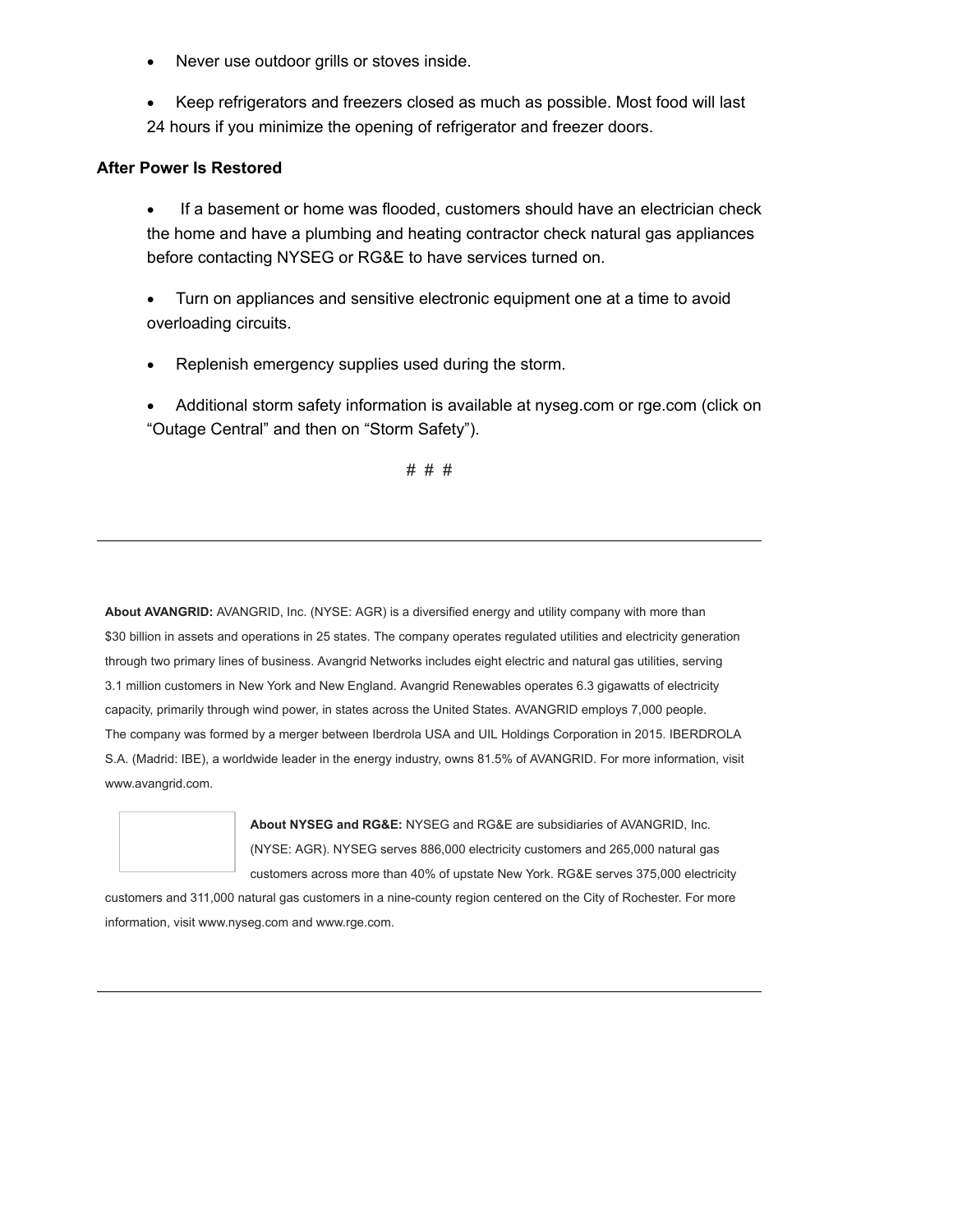- Never use outdoor grills or stoves inside.
- Keep refrigerators and freezers closed as much as possible. Most food will last 24 hours if you minimize the opening of refrigerator and freezer doors.

**After Power Is Restored**

- If a basement or home was flooded, customers should have an electrician check the home and have a plumbing and heating contractor check natural gas appliances before contacting NYSEG or RG&E to have services turned on.
- Turn on appliances and sensitive electronic equipment one at a time to avoid overloading circuits.
- Replenish emergency supplies used during the storm.
- Additional storm safety information is available at nyseg.com or rge.com (click on “Outage Central” and then on “Storm Safety”).

# # #

---

**About AVANGRID:** AVANGRID, Inc. (NYSE: AGR) is a diversified energy and utility company with more than $30 billion in assets and operations in 25 states. The company operates regulated utilities and electricity generation through two primary lines of business. Avangrid Networks includes eight electric and natural gas utilities, serving 3.1 million customers in New York and New England. Avangrid Renewables operates 6.3 gigawatts of electricity capacity, primarily through wind power, in states across the United States. AVANGRID employs 7,000 people. The company was formed by a merger between Iberdrola USA and UIL Holdings Corporation in 2015. IBERDROLA S.A. (Madrid: IBE), a worldwide leader in the energy industry, owns 81.5% of AVANGRID. For more information, visit www.avangrid.com.

**About NYSEG and RG&E:** NYSEG and RG&E are subsidiaries of AVANGRID, Inc. (NYSE: AGR). NYSEG serves 886,000 electricity customers and 265,000 natural gas customers across more than 40% of upstate New York. RG&E serves 375,000 electricity customers and 311,000 natural gas customers in a nine-county region centered on the City of Rochester. For more information, visit www.nyseg.com and www.rge.com.

---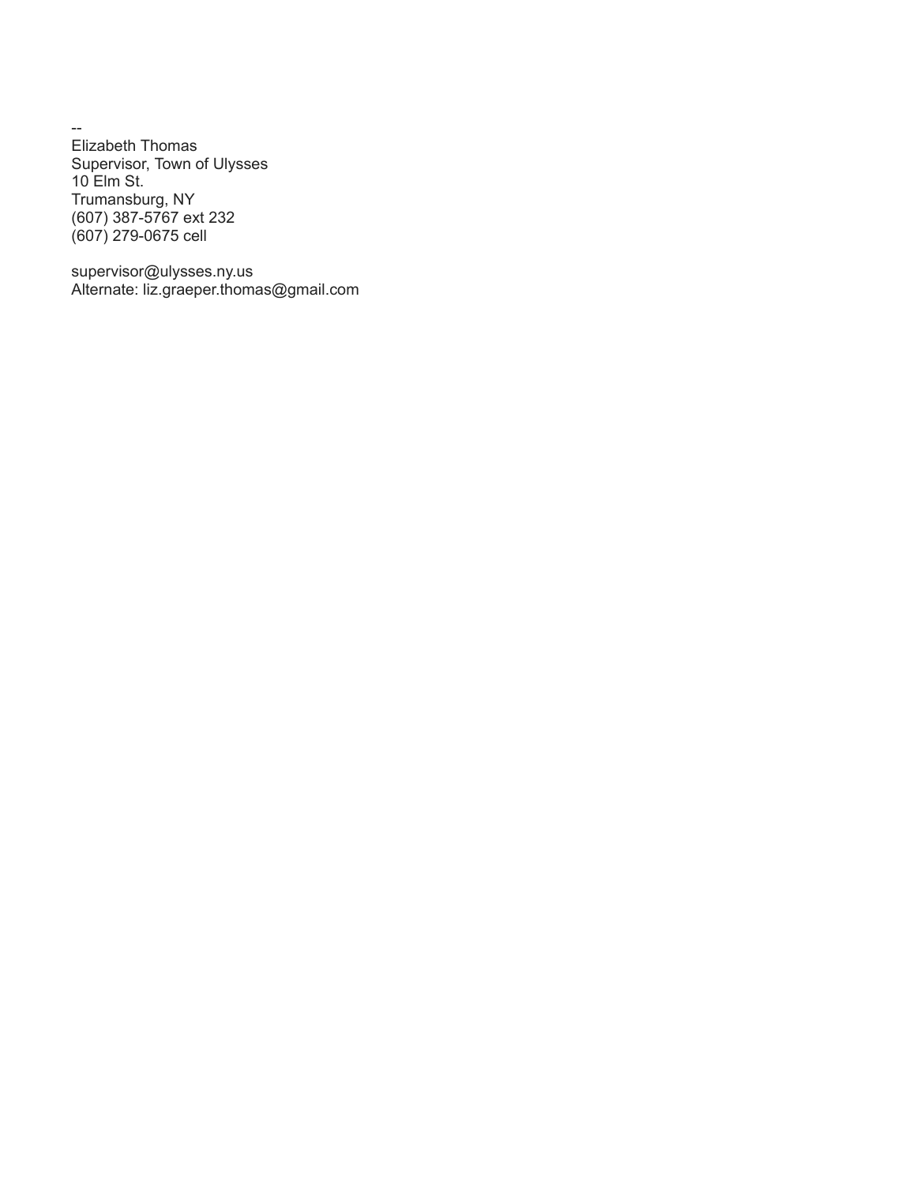--
Elizabeth Thomas
Supervisor, Town of Ulysses
10 Elm St.
Trumansburg, NY
(607) 387-5767 ext 232
(607) 279-0675 cell

supervisor@ulysses.ny.us
Alternate: liz.graeper.thomas@gmail.com